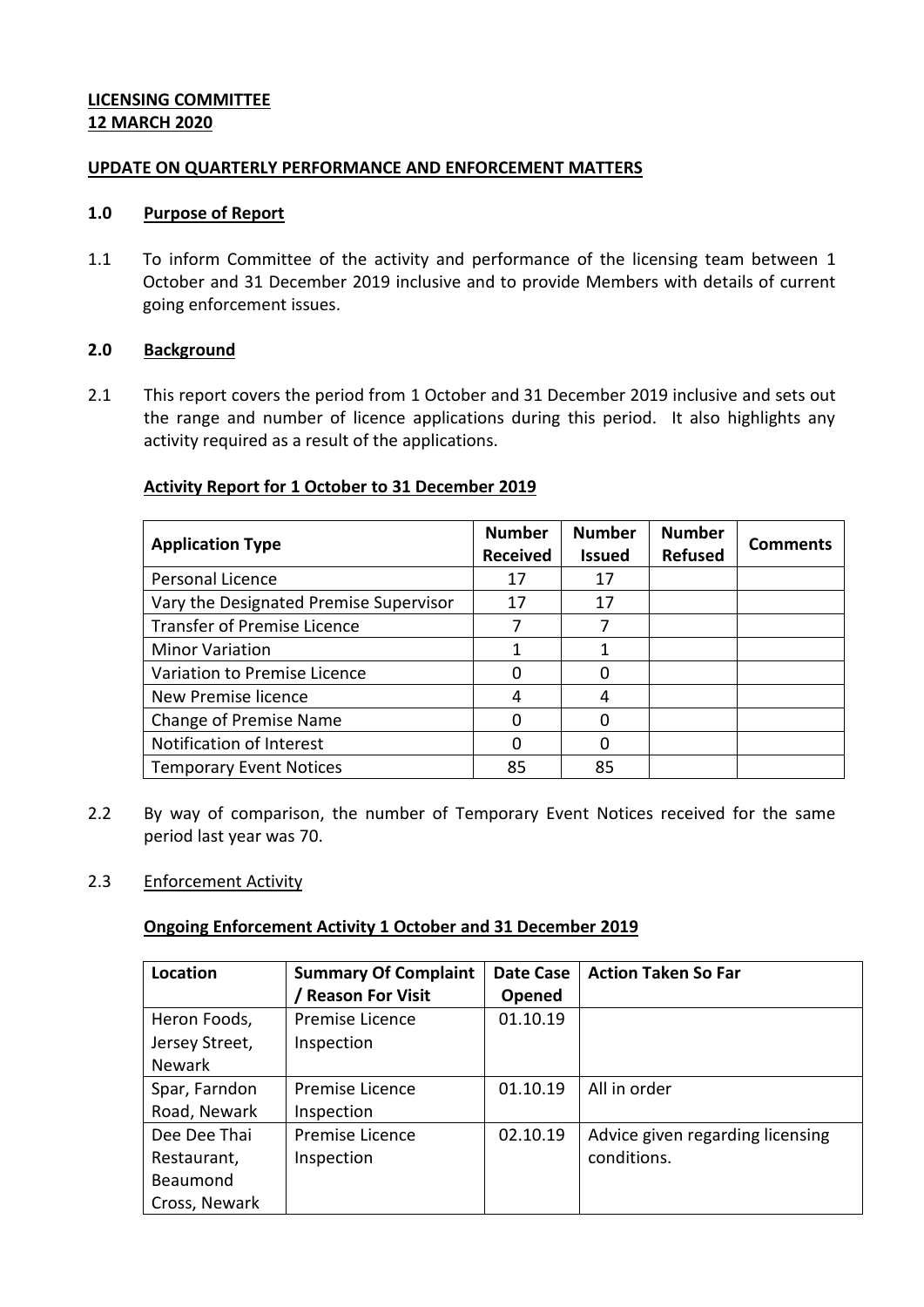**LICENSING COMMITTEE**
**12 MARCH 2020**

**UPDATE ON QUARTERLY PERFORMANCE AND ENFORCEMENT MATTERS**

## 1.0 Purpose of Report

1.1 To inform Committee of the activity and performance of the licensing team between 1 October and 31 December 2019 inclusive and to provide Members with details of current going enforcement issues.

## 2.0 Background

2.1 This report covers the period from 1 October and 31 December 2019 inclusive and sets out the range and number of licence applications during this period. It also highlights any activity required as a result of the applications.

**Activity Report for 1 October to 31 December 2019**

| Application Type | Number Received | Number Issued | Number Refused | Comments |
|---|---|---|---|---|
| Personal Licence | 17 | 17 | | |
| Vary the Designated Premise Supervisor | 17 | 17 | | |
| Transfer of Premise Licence | 7 | 7 | | |
| Minor Variation | 1 | 1 | | |
| Variation to Premise Licence | 0 | 0 | | |
| New Premise licence | 4 | 4 | | |
| Change of Premise Name | 0 | 0 | | |
| Notification of Interest | 0 | 0 | | |
| Temporary Event Notices | 85 | 85 | | |

2.2 By way of comparison, the number of Temporary Event Notices received for the same period last year was 70.

2.3 Enforcement Activity

**Ongoing Enforcement Activity 1 October and 31 December 2019**

| Location | Summary Of Complaint / Reason For Visit | Date Case Opened | Action Taken So Far |
|---|---|---|---|
| Heron Foods, Jersey Street, Newark | Premise Licence Inspection | 01.10.19 | |
| Spar, Farndon Road, Newark | Premise Licence Inspection | 01.10.19 | All in order |
| Dee Dee Thai Restaurant, Beaumond Cross, Newark | Premise Licence Inspection | 02.10.19 | Advice given regarding licensing conditions. |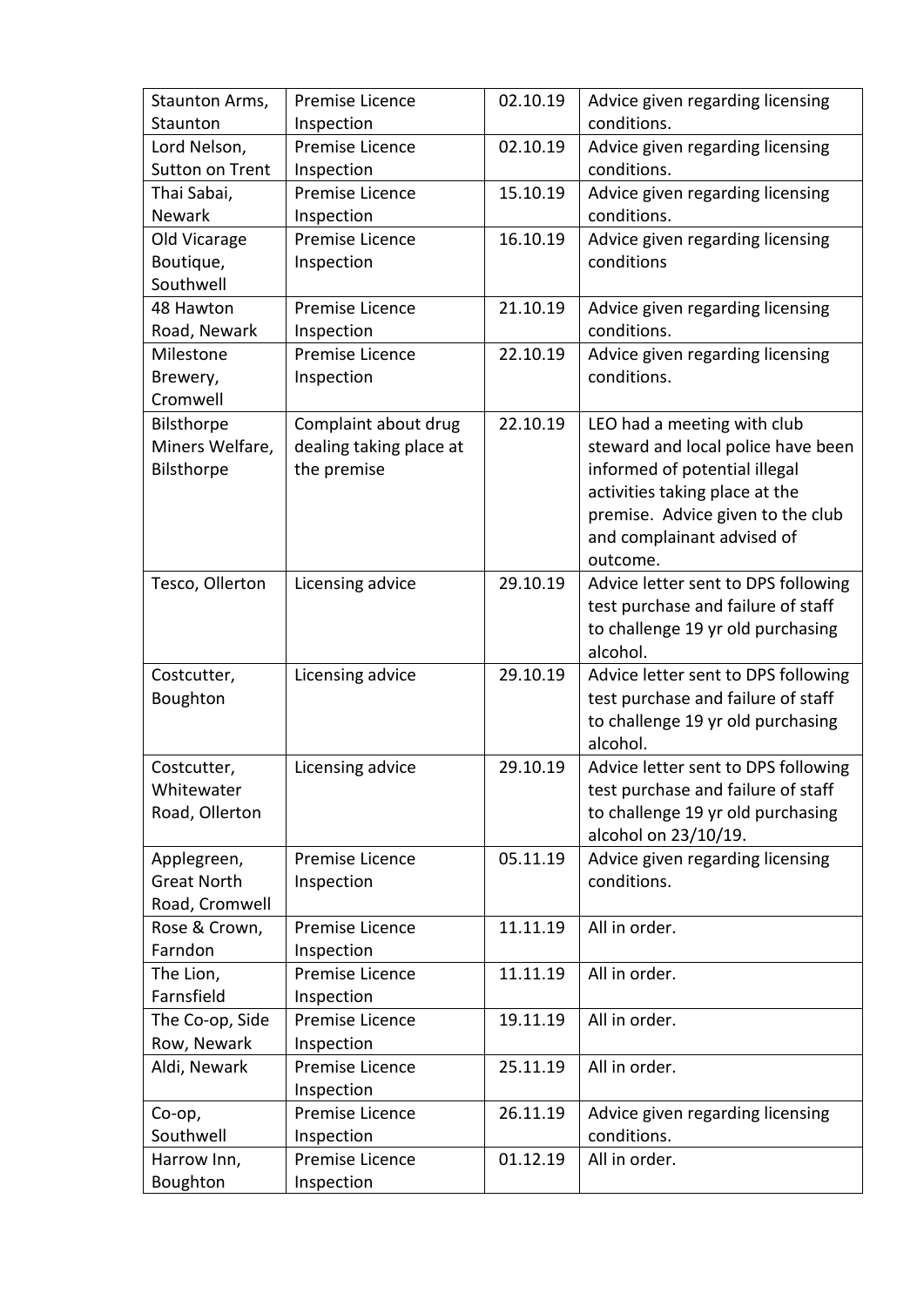| | | | |
|---|---|---|---|
| Staunton Arms, Staunton | Premise Licence Inspection | 02.10.19 | Advice given regarding licensing conditions. |
| Lord Nelson, Sutton on Trent | Premise Licence Inspection | 02.10.19 | Advice given regarding licensing conditions. |
| Thai Sabai, Newark | Premise Licence Inspection | 15.10.19 | Advice given regarding licensing conditions. |
| Old Vicarage Boutique, Southwell | Premise Licence Inspection | 16.10.19 | Advice given regarding licensing conditions |
| 48 Hawton Road, Newark | Premise Licence Inspection | 21.10.19 | Advice given regarding licensing conditions. |
| Milestone Brewery, Cromwell | Premise Licence Inspection | 22.10.19 | Advice given regarding licensing conditions. |
| Bilsthorpe Miners Welfare, Bilsthorpe | Complaint about drug dealing taking place at the premise | 22.10.19 | LEO had a meeting with club steward and local police have been informed of potential illegal activities taking place at the premise. Advice given to the club and complainant advised of outcome. |
| Tesco, Ollerton | Licensing advice | 29.10.19 | Advice letter sent to DPS following test purchase and failure of staff to challenge 19 yr old purchasing alcohol. |
| Costcutter, Boughton | Licensing advice | 29.10.19 | Advice letter sent to DPS following test purchase and failure of staff to challenge 19 yr old purchasing alcohol. |
| Costcutter, Whitewater Road, Ollerton | Licensing advice | 29.10.19 | Advice letter sent to DPS following test purchase and failure of staff to challenge 19 yr old purchasing alcohol on 23/10/19. |
| Applegreen, Great North Road, Cromwell | Premise Licence Inspection | 05.11.19 | Advice given regarding licensing conditions. |
| Rose & Crown, Farndon | Premise Licence Inspection | 11.11.19 | All in order. |
| The Lion, Farnsfield | Premise Licence Inspection | 11.11.19 | All in order. |
| The Co-op, Side Row, Newark | Premise Licence Inspection | 19.11.19 | All in order. |
| Aldi, Newark | Premise Licence Inspection | 25.11.19 | All in order. |
| Co-op, Southwell | Premise Licence Inspection | 26.11.19 | Advice given regarding licensing conditions. |
| Harrow Inn, Boughton | Premise Licence Inspection | 01.12.19 | All in order. |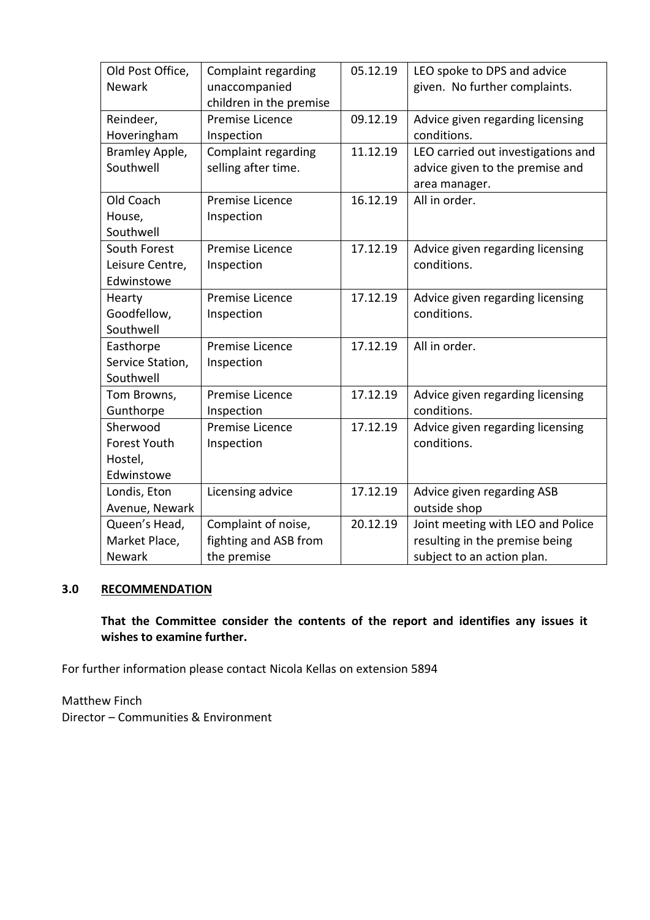| | | | |
|---|---|---|---|
| Old Post Office, Newark | Complaint regarding unaccompanied children in the premise | 05.12.19 | LEO spoke to DPS and advice given. No further complaints. |
| Reindeer, Hoveringham | Premise Licence Inspection | 09.12.19 | Advice given regarding licensing conditions. |
| Bramley Apple, Southwell | Complaint regarding selling after time. | 11.12.19 | LEO carried out investigations and advice given to the premise and area manager. |
| Old Coach House, Southwell | Premise Licence Inspection | 16.12.19 | All in order. |
| South Forest Leisure Centre, Edwinstowe | Premise Licence Inspection | 17.12.19 | Advice given regarding licensing conditions. |
| Hearty Goodfellow, Southwell | Premise Licence Inspection | 17.12.19 | Advice given regarding licensing conditions. |
| Easthorpe Service Station, Southwell | Premise Licence Inspection | 17.12.19 | All in order. |
| Tom Browns, Gunthorpe | Premise Licence Inspection | 17.12.19 | Advice given regarding licensing conditions. |
| Sherwood Forest Youth Hostel, Edwinstowe | Premise Licence Inspection | 17.12.19 | Advice given regarding licensing conditions. |
| Londis, Eton Avenue, Newark | Licensing advice | 17.12.19 | Advice given regarding ASB outside shop |
| Queen's Head, Market Place, Newark | Complaint of noise, fighting and ASB from the premise | 20.12.19 | Joint meeting with LEO and Police resulting in the premise being subject to an action plan. |

## 3.0 RECOMMENDATION

**That the Committee consider the contents of the report and identifies any issues it wishes to examine further.**

For further information please contact Nicola Kellas on extension 5894

Matthew Finch
Director – Communities & Environment